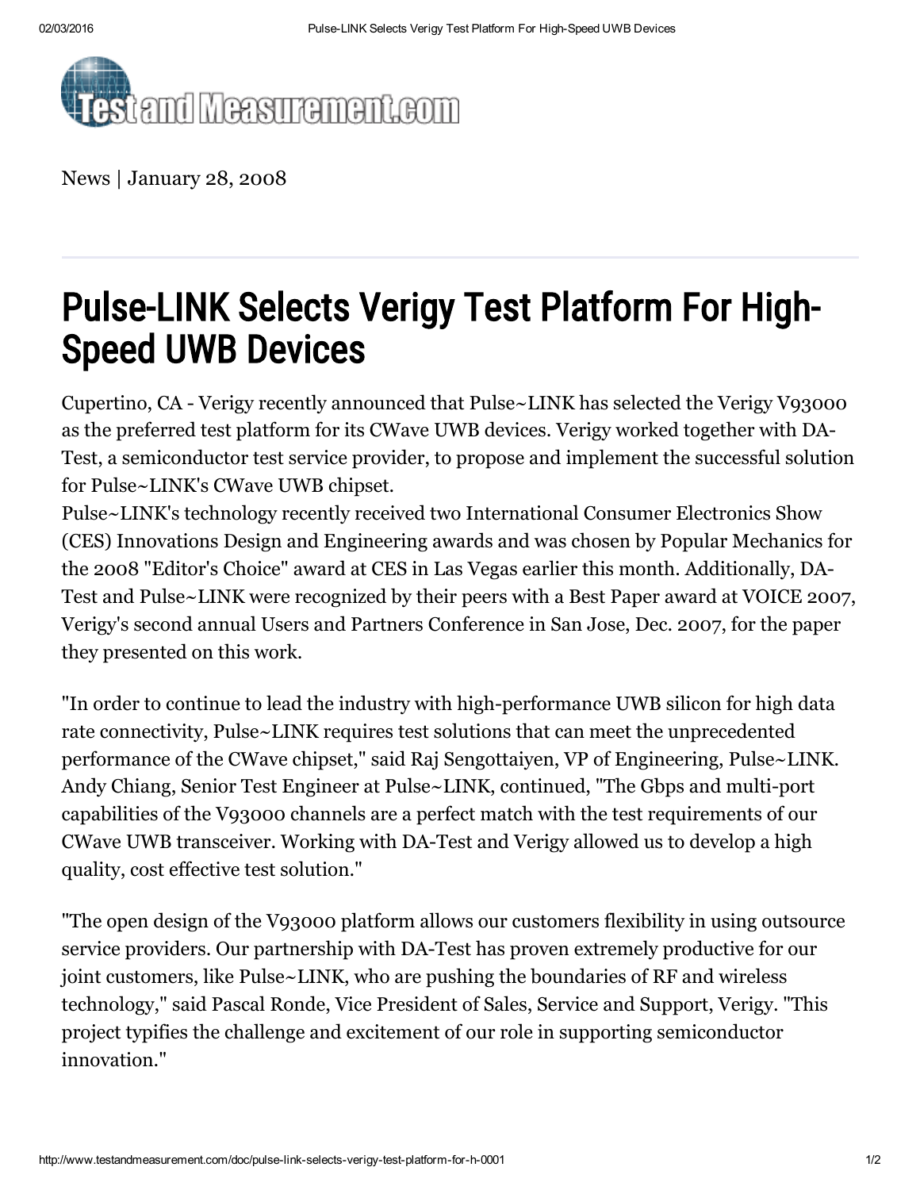News | January 28, 2008

# Pulse-LINK Selects Verigy Test Platform For High-Speed UWB Devices

Cupertino, CA - Verigy recently announced that Pulse~LINK has selected the Verigy V93000 as the preferred test platform for its CWave UWB devices. Verigy worked together with DA-Test, a semiconductor test service provider, to propose and implement the successful solution for Pulse~LINK's CWave UWB chipset.

Pulse~LINK's technology recently received two International Consumer Electronics Show (CES) Innovations Design and Engineering awards and was chosen by Popular Mechanics for the 2008 "Editor's Choice" award at CES in Las Vegas earlier this month. Additionally, DA-Test and Pulse~LINK were recognized by their peers with a Best Paper award at VOICE 2007, Verigy's second annual Users and Partners Conference in San Jose, Dec. 2007, for the paper they presented on this work.

"In order to continue to lead the industry with high-performance UWB silicon for high data rate connectivity, Pulse~LINK requires test solutions that can meet the unprecedented performance of the CWave chipset," said Raj Sengottaiyen, VP of Engineering, Pulse~LINK. Andy Chiang, Senior Test Engineer at Pulse~LINK, continued, "The Gbps and multi-port capabilities of the V93000 channels are a perfect match with the test requirements of our CWave UWB transceiver. Working with DA-Test and Verigy allowed us to develop a high quality, cost effective test solution."

"The open design of the V93000 platform allows our customers flexibility in using outsource service providers. Our partnership with DA-Test has proven extremely productive for our joint customers, like Pulse~LINK, who are pushing the boundaries of RF and wireless technology," said Pascal Ronde, Vice President of Sales, Service and Support, Verigy. "This project typifies the challenge and excitement of our role in supporting semiconductor innovation."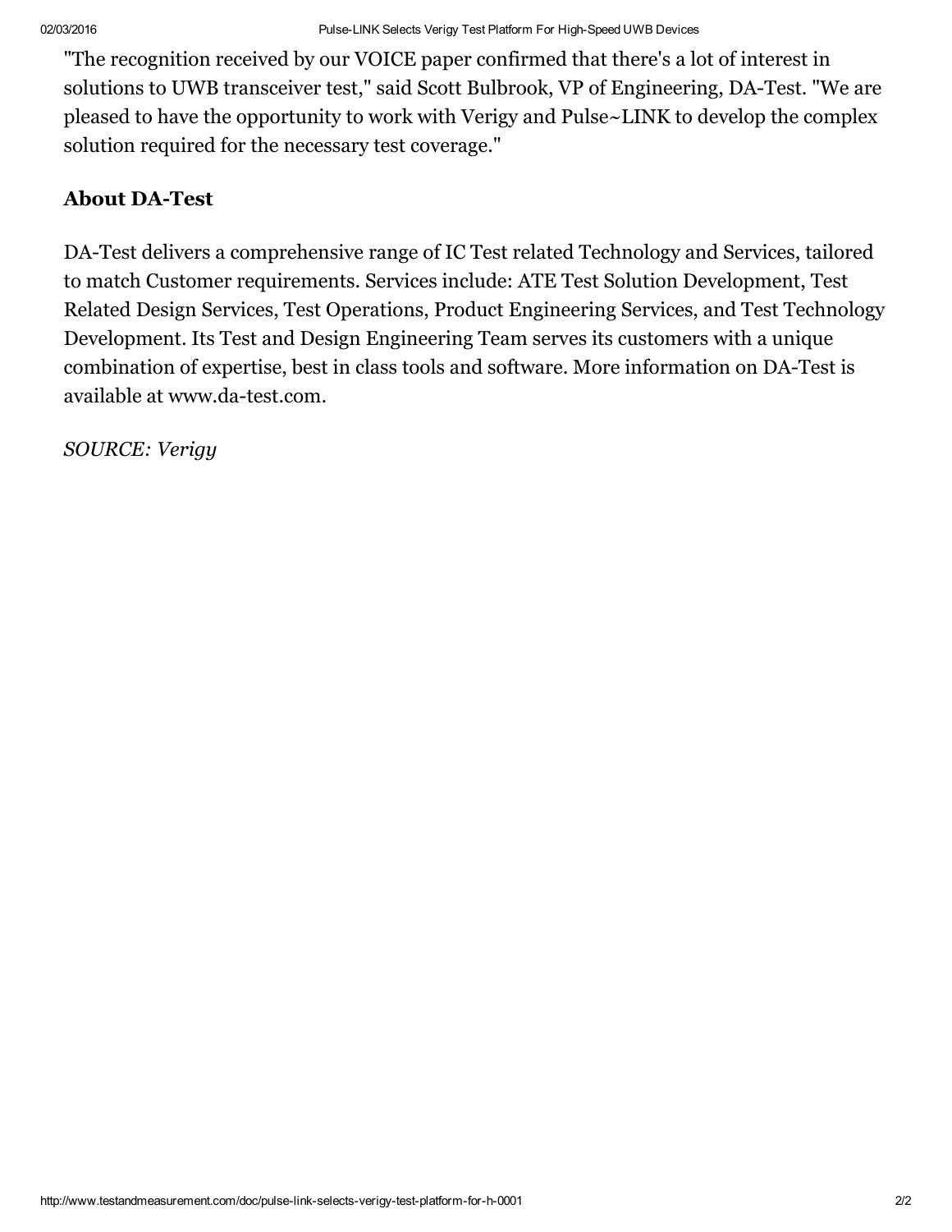"The recognition received by our VOICE paper confirmed that there's a lot of interest in solutions to UWB transceiver test," said Scott Bulbrook, VP of Engineering, DA-Test. "We are pleased to have the opportunity to work with Verigy and Pulse~LINK to develop the complex solution required for the necessary test coverage."

### About DA-Test

DA-Test delivers a comprehensive range of IC Test related Technology and Services, tailored to match Customer requirements. Services include: ATE Test Solution Development, Test Related Design Services, Test Operations, Product Engineering Services, and Test Technology Development. Its Test and Design Engineering Team serves its customers with a unique combination of expertise, best in class tools and software. More information on DA-Test is available at www.da-test.com.

*SOURCE: Verigy*